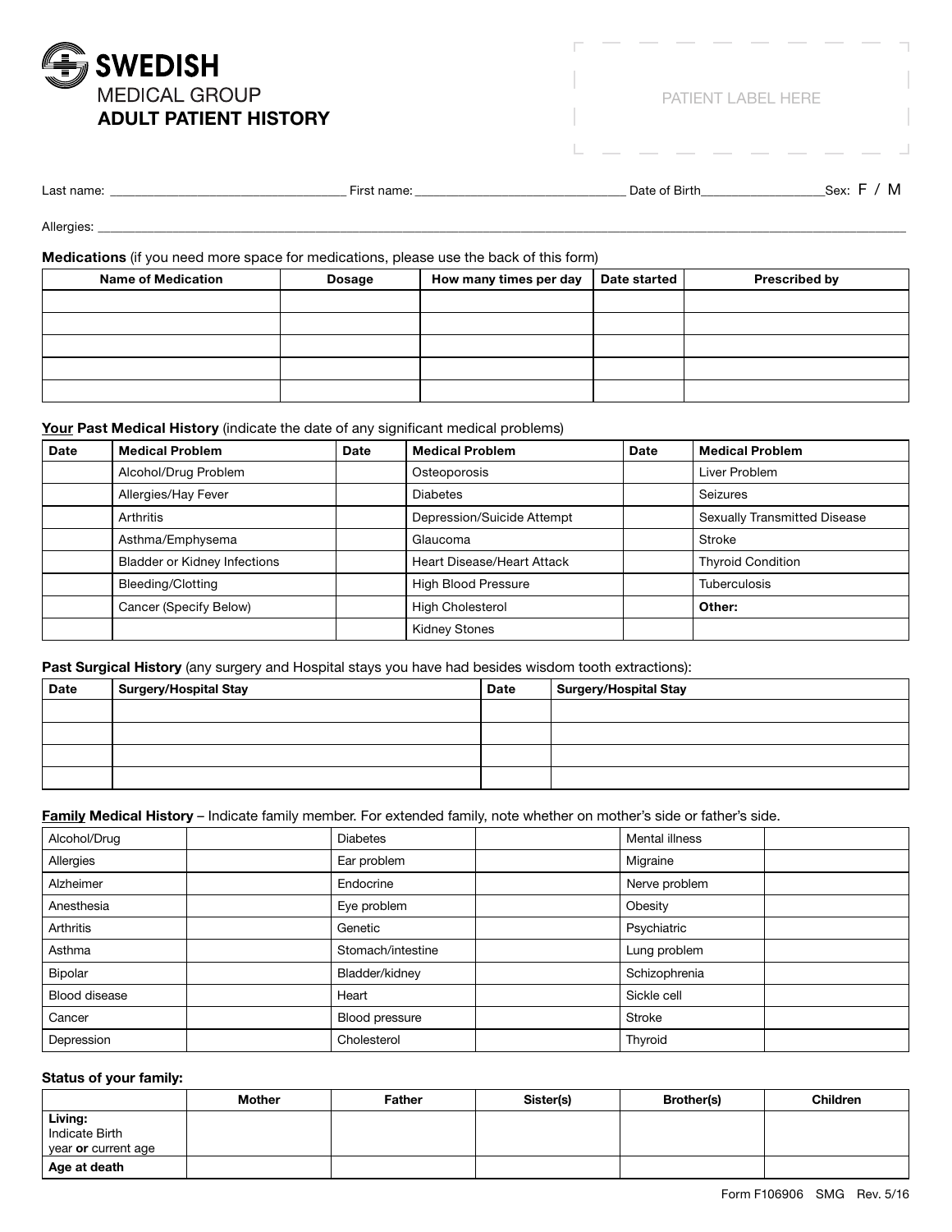# SWEDISH MEDICAL GROUP

## ADULT PATIENT HISTORY

PATIENT LABEL HERE

Last name: ______________________ First name: ______________________ Date of Birth______________ Sex: F / M

Allergies: ______________________________________________________________________________

**Medications** (if you need more space for medications, please use the back of this form)

| Name of Medication | Dosage | How many times per day | Date started | Prescribed by |
|---|---|---|---|---|
| | | | | |
| | | | | |
| | | | | |
| | | | | |
| | | | | |

**Your Past Medical History** (indicate the date of any significant medical problems)

| Date | Medical Problem | Date | Medical Problem | Date | Medical Problem |
|---|---|---|---|---|---|
| | Alcohol/Drug Problem | | Osteoporosis | | Liver Problem |
| | Allergies/Hay Fever | | Diabetes | | Seizures |
| | Arthritis | | Depression/Suicide Attempt | | Sexually Transmitted Disease |
| | Asthma/Emphysema | | Glaucoma | | Stroke |
| | Bladder or Kidney Infections | | Heart Disease/Heart Attack | | Thyroid Condition |
| | Bleeding/Clotting | | High Blood Pressure | | Tuberculosis |
| | Cancer (Specify Below) | | High Cholesterol | | **Other:** |
| | | | Kidney Stones | | |

**Past Surgical History** (any surgery and Hospital stays you have had besides wisdom tooth extractions):

| Date | Surgery/Hospital Stay | Date | Surgery/Hospital Stay |
|---|---|---|---|
| | | | |
| | | | |
| | | | |
| | | | |

**Family Medical History** – Indicate family member. For extended family, note whether on mother's side or father's side.

| | | | | | |
|---|---|---|---|---|---|
| Alcohol/Drug | | Diabetes | | Mental illness | |
| Allergies | | Ear problem | | Migraine | |
| Alzheimer | | Endocrine | | Nerve problem | |
| Anesthesia | | Eye problem | | Obesity | |
| Arthritis | | Genetic | | Psychiatric | |
| Asthma | | Stomach/intestine | | Lung problem | |
| Bipolar | | Bladder/kidney | | Schizophrenia | |
| Blood disease | | Heart | | Sickle cell | |
| Cancer | | Blood pressure | | Stroke | |
| Depression | | Cholesterol | | Thyroid | |

**Status of your family:**

| | Mother | Father | Sister(s) | Brother(s) | Children |
|---|---|---|---|---|---|
| **Living:** Indicate Birth year **or** current age | | | | | |
| **Age at death** | | | | | |

Form F106906 SMG Rev. 5/16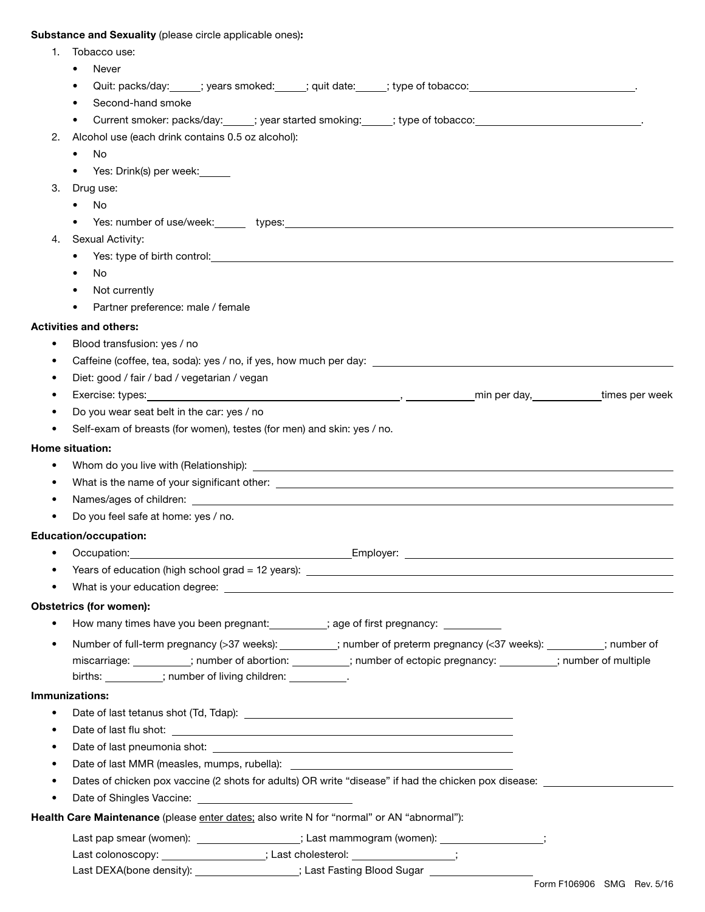**Substance and Sexuality** (please circle applicable ones)**:**

1. Tobacco use:
   - Never
   - Quit: packs/day:_____; years smoked:_____; quit date:_____; type of tobacco:____________________________.
   - Second-hand smoke
   - Current smoker: packs/day:_____; year started smoking:_____; type of tobacco:____________________________.
2. Alcohol use (each drink contains 0.5 oz alcohol):
   - No
   - Yes: Drink(s) per week:_____
3. Drug use:
   - No
   - Yes: number of use/week:_____ types:____________________________
4. Sexual Activity:
   - Yes: type of birth control:____________________________
   - No
   - Not currently
   - Partner preference: male / female

**Activities and others:**

- Blood transfusion: yes / no
- Caffeine (coffee, tea, soda): yes / no, if yes, how much per day: ____________________________
- Diet: good / fair / bad / vegetarian / vegan
- Exercise: types:____________________________, ____________min per day,____________times per week
- Do you wear seat belt in the car: yes / no
- Self-exam of breasts (for women), testes (for men) and skin: yes / no.

**Home situation:**

- Whom do you live with (Relationship): ____________________________
- What is the name of your significant other: ____________________________
- Names/ages of children: ____________________________
- Do you feel safe at home: yes / no.

**Education/occupation:**

- Occupation:____________________________Employer: ____________________________
- Years of education (high school grad = 12 years): ____________________________
- What is your education degree: ____________________________

**Obstetrics (for women):**

- How many times have you been pregnant:__________; age of first pregnancy: __________
- Number of full-term pregnancy (>37 weeks): __________; number of preterm pregnancy (<37 weeks): __________; number of miscarriage: __________; number of abortion: __________; number of ectopic pregnancy: __________; number of multiple births: __________; number of living children: __________.

**Immunizations:**

- Date of last tetanus shot (Td, Tdap): ____________________________
- Date of last flu shot: ____________________________
- Date of last pneumonia shot: ____________________________
- Date of last MMR (measles, mumps, rubella): ____________________________
- Dates of chicken pox vaccine (2 shots for adults) OR write "disease" if had the chicken pox disease: ____________________
- Date of Shingles Vaccine: ____________________

**Health Care Maintenance** (please enter dates; also write N for "normal" or AN "abnormal"):

Last pap smear (women): __________________; Last mammogram (women): __________________;
Last colonoscopy: __________________; Last cholesterol: __________________;
Last DEXA(bone density): __________________; Last Fasting Blood Sugar __________________

Form F106906 SMG Rev. 5/16